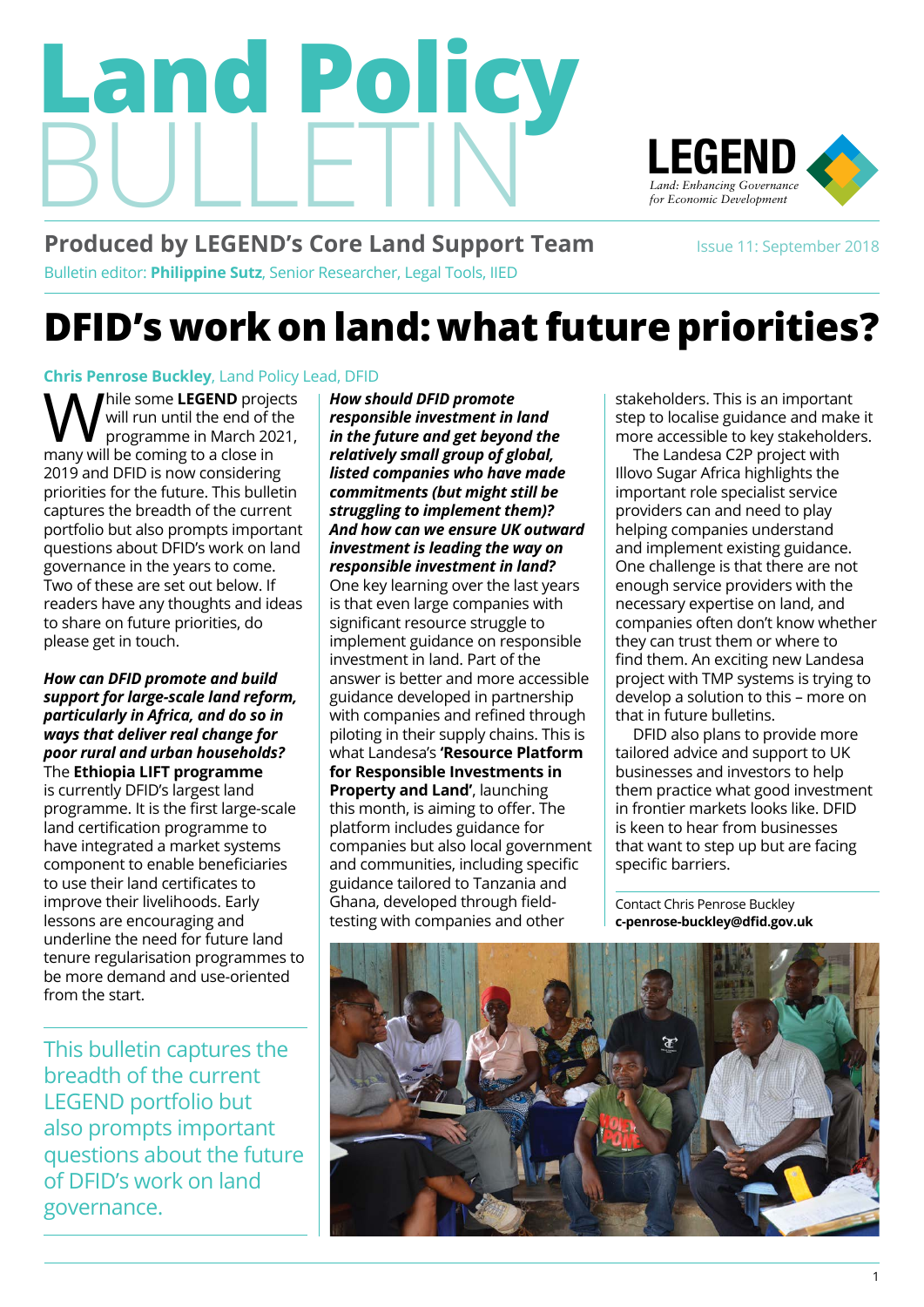# Land Policy BULLETIN

LEGEND
Land: Enhancing Governance for Economic Development

**Produced by LEGEND's Core Land Support Team**

Issue 11: September 2018

Bulletin editor: **Philippine Sutz**, Senior Researcher, Legal Tools, IIED

# DFID's work on land: what future priorities?

**Chris Penrose Buckley**, Land Policy Lead, DFID

While some **LEGEND** projects will run until the end of the programme in March 2021, many will be coming to a close in 2019 and DFID is now considering priorities for the future. This bulletin captures the breadth of the current portfolio but also prompts important questions about DFID's work on land governance in the years to come. Two of these are set out below. If readers have any thoughts and ideas to share on future priorities, do please get in touch.

***How can DFID promote and build support for large-scale land reform, particularly in Africa, and do so in ways that deliver real change for poor rural and urban households?***

The **Ethiopia LIFT programme** is currently DFID's largest land programme. It is the first large-scale land certification programme to have integrated a market systems component to enable beneficiaries to use their land certificates to improve their livelihoods. Early lessons are encouraging and underline the need for future land tenure regularisation programmes to be more demand and use-oriented from the start.

> This bulletin captures the breadth of the current LEGEND portfolio but also prompts important questions about the future of DFID's work on land governance.

***How should DFID promote responsible investment in land in the future and get beyond the relatively small group of global, listed companies who have made commitments (but might still be struggling to implement them)? And how can we ensure UK outward investment is leading the way on responsible investment in land?***

One key learning over the last years is that even large companies with significant resource struggle to implement guidance on responsible investment in land. Part of the answer is better and more accessible guidance developed in partnership with companies and refined through piloting in their supply chains. This is what Landesa's **'Resource Platform for Responsible Investments in Property and Land'**, launching this month, is aiming to offer. The platform includes guidance for companies but also local government and communities, including specific guidance tailored to Tanzania and Ghana, developed through field-testing with companies and other stakeholders. This is an important step to localise guidance and make it more accessible to key stakeholders.

The Landesa C2P project with Illovo Sugar Africa highlights the important role specialist service providers can and need to play helping companies understand and implement existing guidance. One challenge is that there are not enough service providers with the necessary expertise on land, and companies often don't know whether they can trust them or where to find them. An exciting new Landesa project with TMP systems is trying to develop a solution to this – more on that in future bulletins.

DFID also plans to provide more tailored advice and support to UK businesses and investors to help them practice what good investment in frontier markets looks like. DFID is keen to hear from businesses that want to step up but are facing specific barriers.

Contact Chris Penrose Buckley
**c-penrose-buckley@dfid.gov.uk**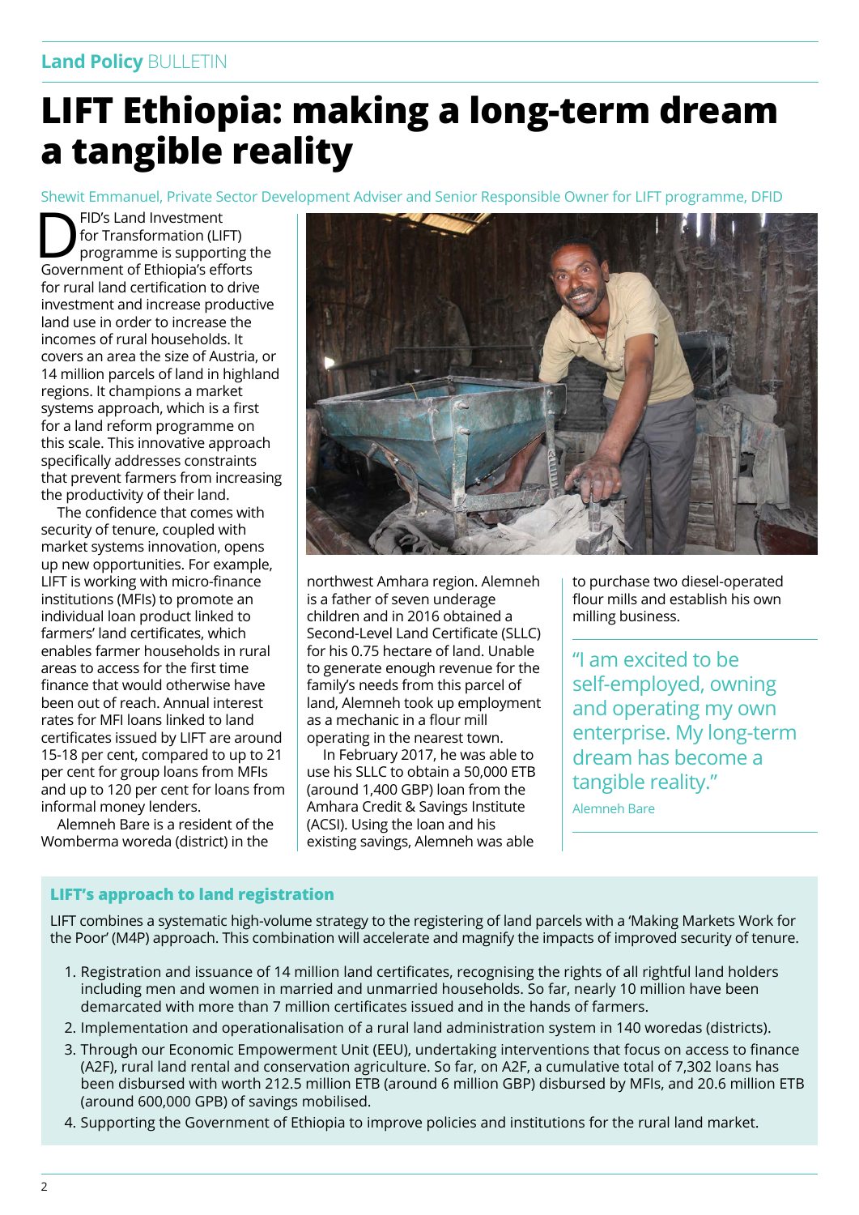# LIFT Ethiopia: making a long-term dream a tangible reality

Shewit Emmanuel, Private Sector Development Adviser and Senior Responsible Owner for LIFT programme, DFID

DFID's Land Investment for Transformation (LIFT) programme is supporting the Government of Ethiopia's efforts for rural land certification to drive investment and increase productive land use in order to increase the incomes of rural households. It covers an area the size of Austria, or 14 million parcels of land in highland regions. It champions a market systems approach, which is a first for a land reform programme on this scale. This innovative approach specifically addresses constraints that prevent farmers from increasing the productivity of their land.

The confidence that comes with security of tenure, coupled with market systems innovation, opens up new opportunities. For example, LIFT is working with micro-finance institutions (MFIs) to promote an individual loan product linked to farmers' land certificates, which enables farmer households in rural areas to access for the first time finance that would otherwise have been out of reach. Annual interest rates for MFI loans linked to land certificates issued by LIFT are around 15-18 per cent, compared to up to 21 per cent for group loans from MFIs and up to 120 per cent for loans from informal money lenders.

Alemneh Bare is a resident of the Womberma woreda (district) in the northwest Amhara region. Alemneh is a father of seven underage children and in 2016 obtained a Second-Level Land Certificate (SLLC) for his 0.75 hectare of land. Unable to generate enough revenue for the family's needs from this parcel of land, Alemneh took up employment as a mechanic in a flour mill operating in the nearest town.

In February 2017, he was able to use his SLLC to obtain a 50,000 ETB (around 1,400 GBP) loan from the Amhara Credit & Savings Institute (ACSI). Using the loan and his existing savings, Alemneh was able to purchase two diesel-operated flour mills and establish his own milling business.

> "I am excited to be self-employed, owning and operating my own enterprise. My long-term dream has become a tangible reality."
>
> Alemneh Bare

### LIFT's approach to land registration

LIFT combines a systematic high-volume strategy to the registering of land parcels with a 'Making Markets Work for the Poor' (M4P) approach. This combination will accelerate and magnify the impacts of improved security of tenure.

1. Registration and issuance of 14 million land certificates, recognising the rights of all rightful land holders including men and women in married and unmarried households. So far, nearly 10 million have been demarcated with more than 7 million certificates issued and in the hands of farmers.
2. Implementation and operationalisation of a rural land administration system in 140 woredas (districts).
3. Through our Economic Empowerment Unit (EEU), undertaking interventions that focus on access to finance (A2F), rural land rental and conservation agriculture. So far, on A2F, a cumulative total of 7,302 loans has been disbursed with worth 212.5 million ETB (around 6 million GBP) disbursed by MFIs, and 20.6 million ETB (around 600,000 GPB) of savings mobilised.
4. Supporting the Government of Ethiopia to improve policies and institutions for the rural land market.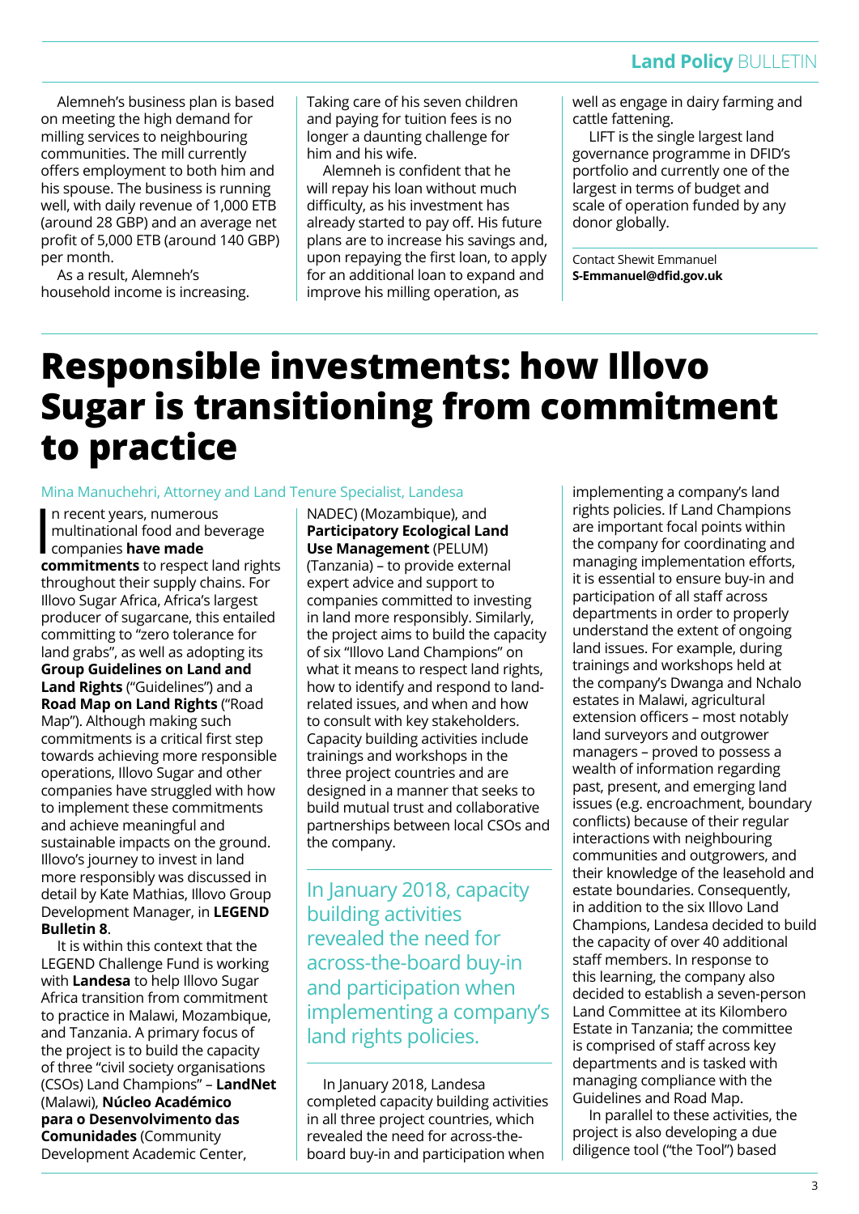Alemneh's business plan is based on meeting the high demand for milling services to neighbouring communities. The mill currently offers employment to both him and his spouse. The business is running well, with daily revenue of 1,000 ETB (around 28 GBP) and an average net profit of 5,000 ETB (around 140 GBP) per month.

As a result, Alemneh's household income is increasing. Taking care of his seven children and paying for tuition fees is no longer a daunting challenge for him and his wife.

Alemneh is confident that he will repay his loan without much difficulty, as his investment has already started to pay off. His future plans are to increase his savings and, upon repaying the first loan, to apply for an additional loan to expand and improve his milling operation, as well as engage in dairy farming and cattle fattening.

LIFT is the single largest land governance programme in DFID's portfolio and currently one of the largest in terms of budget and scale of operation funded by any donor globally.

Contact Shewit Emmanuel
**S-Emmanuel@dfid.gov.uk**

# Responsible investments: how Illovo Sugar is transitioning from commitment to practice

Mina Manuchehri, Attorney and Land Tenure Specialist, Landesa

In recent years, numerous multinational food and beverage companies **have made commitments** to respect land rights throughout their supply chains. For Illovo Sugar Africa, Africa's largest producer of sugarcane, this entailed committing to "zero tolerance for land grabs", as well as adopting its **Group Guidelines on Land and Land Rights** ("Guidelines") and a **Road Map on Land Rights** ("Road Map"). Although making such commitments is a critical first step towards achieving more responsible operations, Illovo Sugar and other companies have struggled with how to implement these commitments and achieve meaningful and sustainable impacts on the ground. Illovo's journey to invest in land more responsibly was discussed in detail by Kate Mathias, Illovo Group Development Manager, in **LEGEND Bulletin 8**.

It is within this context that the LEGEND Challenge Fund is working with **Landesa** to help Illovo Sugar Africa transition from commitment to practice in Malawi, Mozambique, and Tanzania. A primary focus of the project is to build the capacity of three "civil society organisations (CSOs) Land Champions" – **LandNet** (Malawi), **Núcleo Académico para o Desenvolvimento das Comunidades** (Community Development Academic Center, NADEC) (Mozambique), and **Participatory Ecological Land Use Management** (PELUM) (Tanzania) – to provide external expert advice and support to companies committed to investing in land more responsibly. Similarly, the project aims to build the capacity of six "Illovo Land Champions" on what it means to respect land rights, how to identify and respond to land-related issues, and when and how to consult with key stakeholders. Capacity building activities include trainings and workshops in the three project countries and are designed in a manner that seeks to build mutual trust and collaborative partnerships between local CSOs and the company.

> In January 2018, capacity building activities revealed the need for across-the-board buy-in and participation when implementing a company's land rights policies.

In January 2018, Landesa completed capacity building activities in all three project countries, which revealed the need for across-the-board buy-in and participation when implementing a company's land rights policies. If Land Champions are important focal points within the company for coordinating and managing implementation efforts, it is essential to ensure buy-in and participation of all staff across departments in order to properly understand the extent of ongoing land issues. For example, during trainings and workshops held at the company's Dwanga and Nchalo estates in Malawi, agricultural extension officers – most notably land surveyors and outgrower managers – proved to possess a wealth of information regarding past, present, and emerging land issues (e.g. encroachment, boundary conflicts) because of their regular interactions with neighbouring communities and outgrowers, and their knowledge of the leasehold and estate boundaries. Consequently, in addition to the six Illovo Land Champions, Landesa decided to build the capacity of over 40 additional staff members. In response to this learning, the company also decided to establish a seven-person Land Committee at its Kilombero Estate in Tanzania; the committee is comprised of staff across key departments and is tasked with managing compliance with the Guidelines and Road Map.

In parallel to these activities, the project is also developing a due diligence tool ("the Tool") based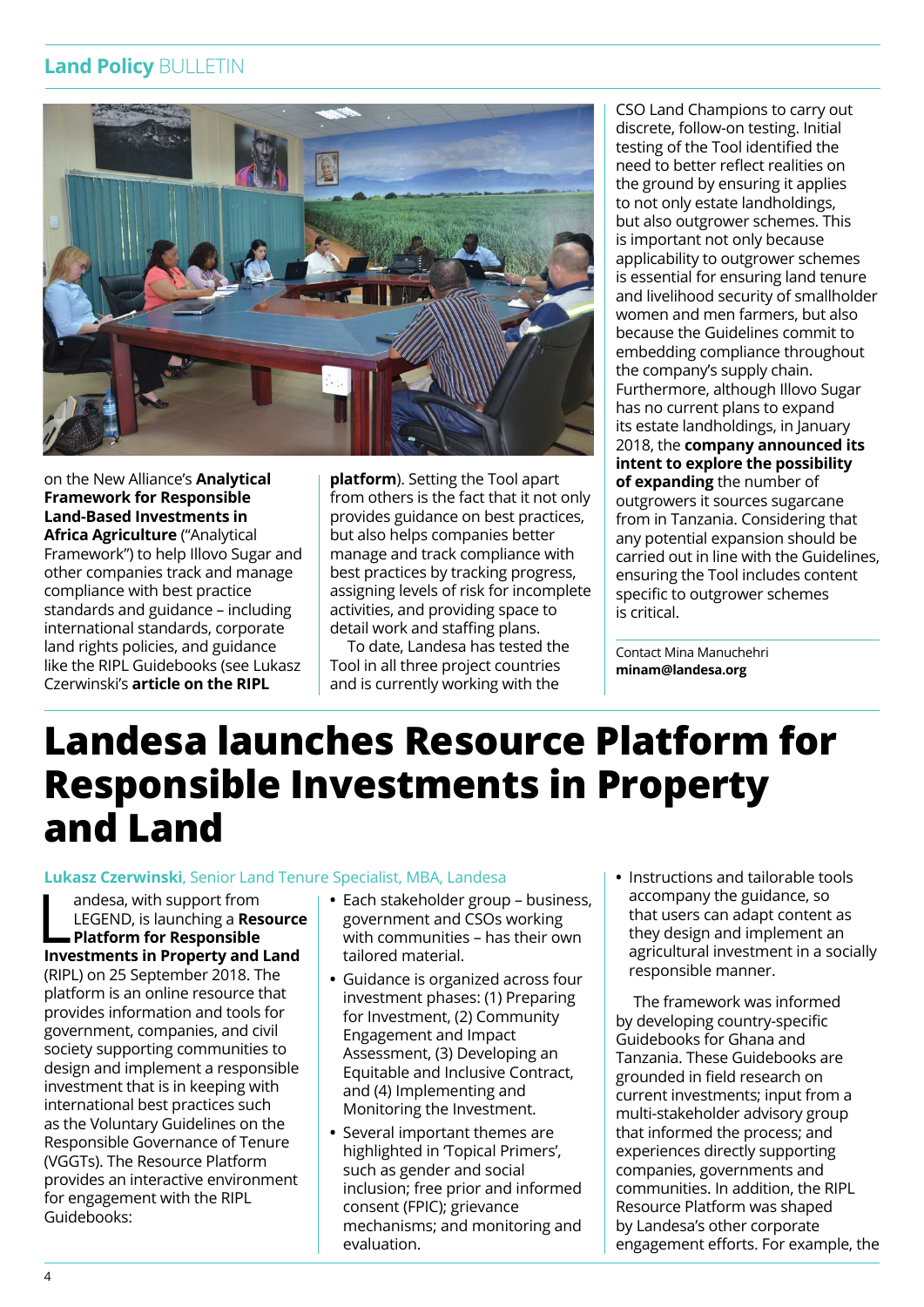on the New Alliance's **Analytical Framework for Responsible Land-Based Investments in Africa Agriculture** ("Analytical Framework") to help Illovo Sugar and other companies track and manage compliance with best practice standards and guidance – including international standards, corporate land rights policies, and guidance like the RIPL Guidebooks (see Lukasz Czerwinski's **article on the RIPL platform**). Setting the Tool apart from others is the fact that it not only provides guidance on best practices, but also helps companies better manage and track compliance with best practices by tracking progress, assigning levels of risk for incomplete activities, and providing space to detail work and staffing plans.

To date, Landesa has tested the Tool in all three project countries and is currently working with the CSO Land Champions to carry out discrete, follow-on testing. Initial testing of the Tool identified the need to better reflect realities on the ground by ensuring it applies to not only estate landholdings, but also outgrower schemes. This is important not only because applicability to outgrower schemes is essential for ensuring land tenure and livelihood security of smallholder women and men farmers, but also because the Guidelines commit to embedding compliance throughout the company's supply chain. Furthermore, although Illovo Sugar has no current plans to expand its estate landholdings, in January 2018, the **company announced its intent to explore the possibility of expanding** the number of outgrowers it sources sugarcane from in Tanzania. Considering that any potential expansion should be carried out in line with the Guidelines, ensuring the Tool includes content specific to outgrower schemes is critical.

Contact Mina Manuchehri
**minam@landesa.org**

# Landesa launches Resource Platform for Responsible Investments in Property and Land

**Lukasz Czerwinski**, Senior Land Tenure Specialist, MBA, Landesa

Landesa, with support from LEGEND, is launching a **Resource Platform for Responsible Investments in Property and Land** (RIPL) on 25 September 2018. The platform is an online resource that provides information and tools for government, companies, and civil society supporting communities to design and implement a responsible investment that is in keeping with international best practices such as the Voluntary Guidelines on the Responsible Governance of Tenure (VGGTs). The Resource Platform provides an interactive environment for engagement with the RIPL Guidebooks:

- Each stakeholder group – business, government and CSOs working with communities – has their own tailored material.
- Guidance is organized across four investment phases: (1) Preparing for Investment, (2) Community Engagement and Impact Assessment, (3) Developing an Equitable and Inclusive Contract, and (4) Implementing and Monitoring the Investment.
- Several important themes are highlighted in 'Topical Primers', such as gender and social inclusion; free prior and informed consent (FPIC); grievance mechanisms; and monitoring and evaluation.
- Instructions and tailorable tools accompany the guidance, so that users can adapt content as they design and implement an agricultural investment in a socially responsible manner.

The framework was informed by developing country-specific Guidebooks for Ghana and Tanzania. These Guidebooks are grounded in field research on current investments; input from a multi-stakeholder advisory group that informed the process; and experiences directly supporting companies, governments and communities. In addition, the RIPL Resource Platform was shaped by Landesa's other corporate engagement efforts. For example, the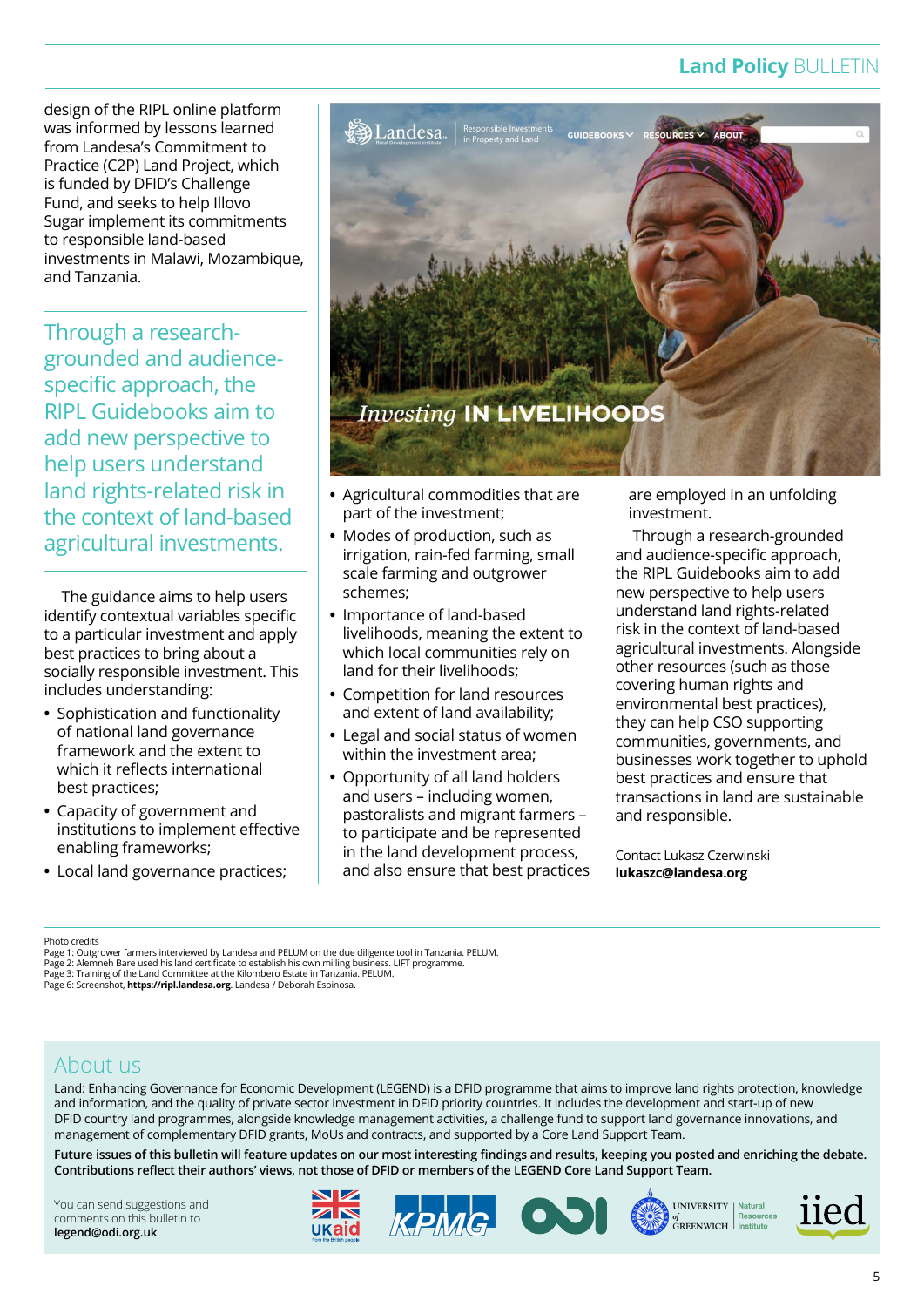design of the RIPL online platform was informed by lessons learned from Landesa's Commitment to Practice (C2P) Land Project, which is funded by DFID's Challenge Fund, and seeks to help Illovo Sugar implement its commitments to responsible land-based investments in Malawi, Mozambique, and Tanzania.

> Through a research-grounded and audience-specific approach, the RIPL Guidebooks aim to add new perspective to help users understand land rights-related risk in the context of land-based agricultural investments.

The guidance aims to help users identify contextual variables specific to a particular investment and apply best practices to bring about a socially responsible investment. This includes understanding:

- Sophistication and functionality of national land governance framework and the extent to which it reflects international best practices;
- Capacity of government and institutions to implement effective enabling frameworks;
- Local land governance practices;
- Agricultural commodities that are part of the investment;
- Modes of production, such as irrigation, rain-fed farming, small scale farming and outgrower schemes;
- Importance of land-based livelihoods, meaning the extent to which local communities rely on land for their livelihoods;
- Competition for land resources and extent of land availability;
- Legal and social status of women within the investment area;
- Opportunity of all land holders and users – including women, pastoralists and migrant farmers – to participate and be represented in the land development process, and also ensure that best practices are employed in an unfolding investment.

Through a research-grounded and audience-specific approach, the RIPL Guidebooks aim to add new perspective to help users understand land rights-related risk in the context of land-based agricultural investments. Alongside other resources (such as those covering human rights and environmental best practices), they can help CSO supporting communities, governments, and businesses work together to uphold best practices and ensure that transactions in land are sustainable and responsible.

Contact Lukasz Czerwinski
**lukaszc@landesa.org**

Photo credits
Page 1: Outgrower farmers interviewed by Landesa and PELUM on the due diligence tool in Tanzania. PELUM.
Page 2: Alemneh Bare used his land certificate to establish his own milling business. LIFT programme.
Page 3: Training of the Land Committee at the Kilombero Estate in Tanzania. PELUM.
Page 6: Screenshot, **https://ripl.landesa.org**. Landesa / Deborah Espinosa.

## About us

Land: Enhancing Governance for Economic Development (LEGEND) is a DFID programme that aims to improve land rights protection, knowledge and information, and the quality of private sector investment in DFID priority countries. It includes the development and start-up of new DFID country land programmes, alongside knowledge management activities, a challenge fund to support land governance innovations, and management of complementary DFID grants, MoUs and contracts, and supported by a Core Land Support Team.

**Future issues of this bulletin will feature updates on our most interesting findings and results, keeping you posted and enriching the debate. Contributions reflect their authors' views, not those of DFID or members of the LEGEND Core Land Support Team.**

You can send suggestions and comments on this bulletin to **legend@odi.org.uk**